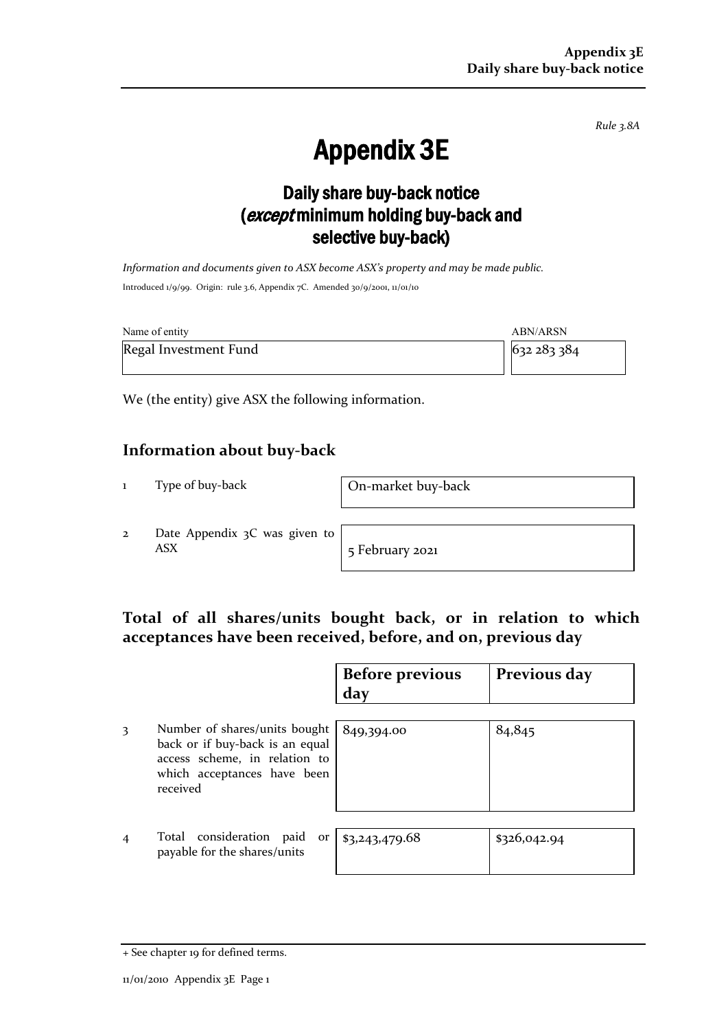*Rule 3.8A*

# Appendix 3E

## Daily share buy-back notice (*except* minimum holding buy-back and selective buy-back)

*Information and documents given to ASX become ASX's property and may be made public.*

Introduced 1/9/99. Origin: rule 3.6, Appendix 7C. Amended 30/9/2001, 11/01/10

| Name of entity | ABN/ARSN |
|---|---|
| Regal Investment Fund | 632 283 384 |

We (the entity) give ASX the following information.

## Information about buy-back

| | | |
|---|---|---|
| 1 | Type of buy-back | On-market buy-back |
| 2 | Date Appendix 3C was given to ASX | 5 February 2021 |

## Total of all shares/units bought back, or in relation to which acceptances have been received, before, and on, previous day

| | | Before previous day | Previous day |
|---|---|---|---|
| 3 | Number of shares/units bought back or if buy-back is an equal access scheme, in relation to which acceptances have been received | 849,394.00 | 84,845 |
| 4 | Total consideration paid or payable for the shares/units | $3,243,479.68 | $326,042.94 |

+ See chapter 19 for defined terms.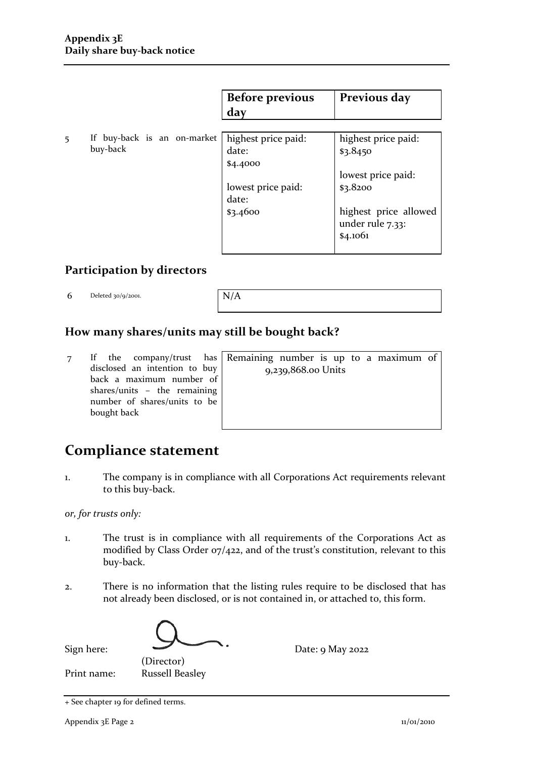**Appendix 3E**
**Daily share buy-back notice**

| | | Before previous day | Previous day |
|---|---|---|---|
| 5 | If buy-back is an on-market buy-back | highest price paid: date: $4.4000<br><br>lowest price paid: date: $3.4600 | highest price paid: $3.8450<br><br>lowest price paid: $3.8200<br><br>highest price allowed under rule 7.33: $4.1061 |

## Participation by directors

| | | |
|---|---|---|
| 6 | Deleted 30/9/2001. | N/A |

## How many shares/units may still be bought back?

| | | |
|---|---|---|
| 7 | If the company/trust has disclosed an intention to buy back a maximum number of shares/units – the remaining number of shares/units to be bought back | Remaining number is up to a maximum of 9,239,868.00 Units |

# Compliance statement

1. The company is in compliance with all Corporations Act requirements relevant to this buy-back.

*or, for trusts only:*

1. The trust is in compliance with all requirements of the Corporations Act as modified by Class Order 07/422, and of the trust's constitution, relevant to this buy-back.

2. There is no information that the listing rules require to be disclosed that has not already been disclosed, or is not contained in, or attached to, this form.

Sign here: (Director) Date: 9 May 2022

Print name: Russell Beasley

+ See chapter 19 for defined terms.